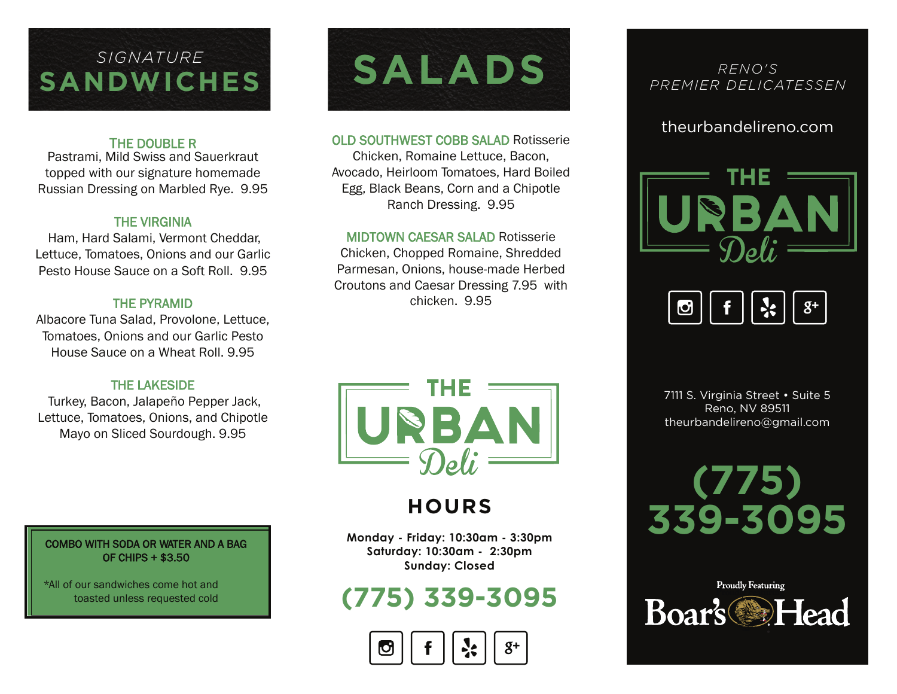## *SIGNATURE* SANDWICHES

**THE DOUBLE R**
Pastrami, Mild Swiss and Sauerkraut topped with our signature homemade Russian Dressing on Marbled Rye. 9.95

**THE VIRGINIA**
Ham, Hard Salami, Vermont Cheddar, Lettuce, Tomatoes, Onions and our Garlic Pesto House Sauce on a Soft Roll. 9.95

**THE PYRAMID**
Albacore Tuna Salad, Provolone, Lettuce, Tomatoes, Onions and our Garlic Pesto House Sauce on a Wheat Roll. 9.95

**THE LAKESIDE**
Turkey, Bacon, Jalapeño Pepper Jack, Lettuce, Tomatoes, Onions, and Chipotle Mayo on Sliced Sourdough. 9.95

COMBO WITH SODA OR WATER AND A BAG OF CHIPS + $3.50

*All of our sandwiches come hot and toasted unless requested cold

## SALADS

**OLD SOUTHWEST COBB SALAD** Rotisserie Chicken, Romaine Lettuce, Bacon, Avocado, Heirloom Tomatoes, Hard Boiled Egg, Black Beans, Corn and a Chipotle Ranch Dressing. 9.95

**MIDTOWN CAESAR SALAD** Rotisserie Chicken, Chopped Romaine, Shredded Parmesan, Onions, house-made Herbed Croutons and Caesar Dressing 7.95 with chicken. 9.95

THE URBAN Deli

## HOURS

**Monday - Friday: 10:30am - 3:30pm**
**Saturday: 10:30am - 2:30pm**
**Sunday: Closed**

**(775) 339-3095**

*RENO'S PREMIER DELICATESSEN*

theurbandelireno.com

THE URBAN Deli

7111 S. Virginia Street • Suite 5
Reno, NV 89511
theurbandelireno@gmail.com

**(775) 339-3095**

Proudly Featuring
Boar's Head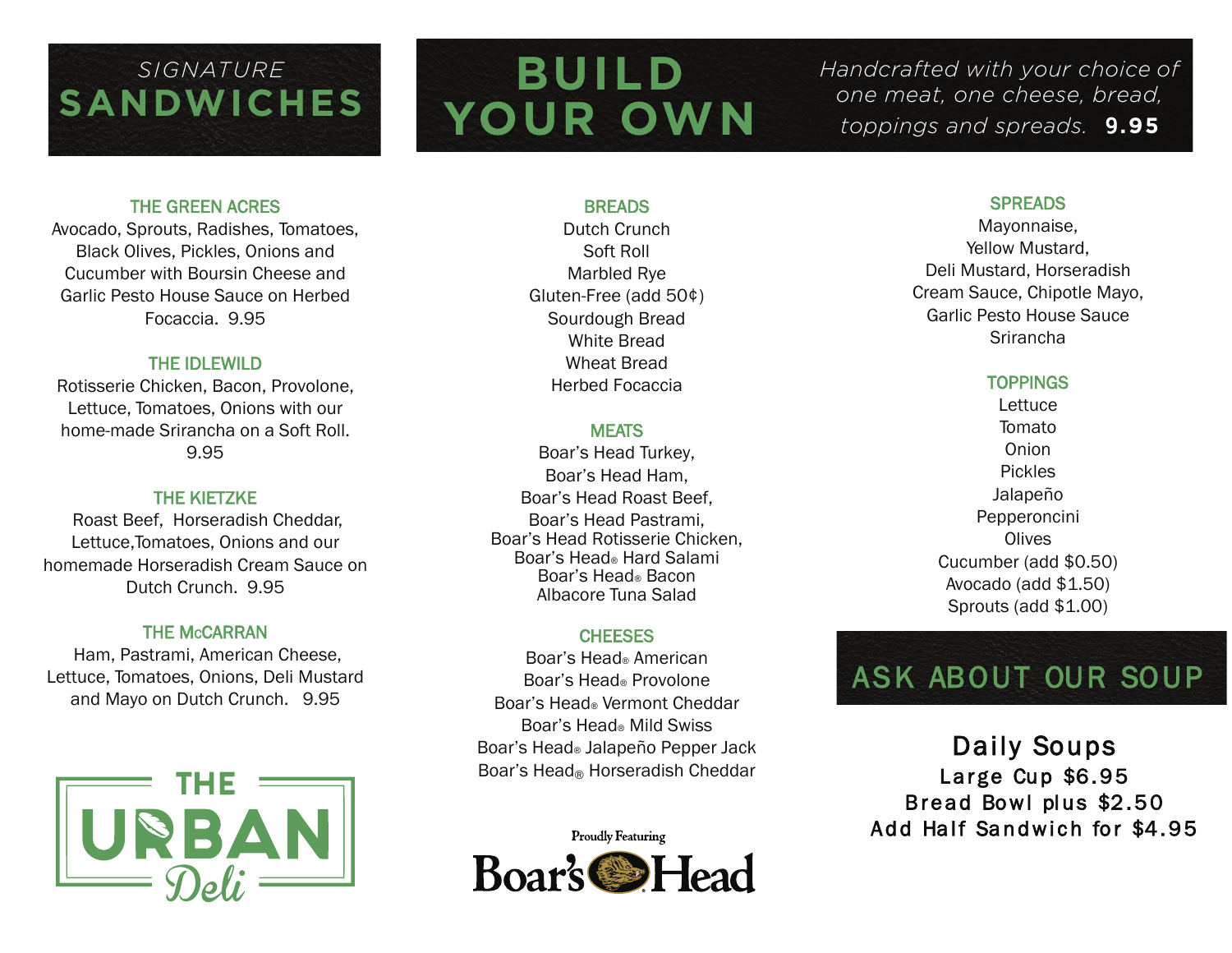# SIGNATURE SANDWICHES

### THE GREEN ACRES

Avocado, Sprouts, Radishes, Tomatoes, Black Olives, Pickles, Onions and Cucumber with Boursin Cheese and Garlic Pesto House Sauce on Herbed Focaccia. 9.95

### THE IDLEWILD

Rotisserie Chicken, Bacon, Provolone, Lettuce, Tomatoes, Onions with our home-made Srirancha on a Soft Roll. 9.95

### THE KIETZKE

Roast Beef, Horseradish Cheddar, Lettuce,Tomatoes, Onions and our homemade Horseradish Cream Sauce on Dutch Crunch. 9.95

### THE McCARRAN

Ham, Pastrami, American Cheese, Lettuce, Tomatoes, Onions, Deli Mustard and Mayo on Dutch Crunch. 9.95

THE URBAN Deli

# BUILD YOUR OWN

*Handcrafted with your choice of one meat, one cheese, bread, toppings and spreads.* **9.95**

### BREADS

Dutch Crunch
Soft Roll
Marbled Rye
Gluten-Free (add 50¢)
Sourdough Bread
White Bread
Wheat Bread
Herbed Focaccia

### MEATS

Boar's Head Turkey,
Boar's Head Ham,
Boar's Head Roast Beef,
Boar's Head Pastrami,
Boar's Head Rotisserie Chicken,
Boar's Head® Hard Salami
Boar's Head® Bacon
Albacore Tuna Salad

### CHEESES

Boar's Head® American
Boar's Head® Provolone
Boar's Head® Vermont Cheddar
Boar's Head® Mild Swiss
Boar's Head® Jalapeño Pepper Jack
Boar's Head® Horseradish Cheddar

Proudly Featuring Boar's Head

### SPREADS

Mayonnaise,
Yellow Mustard,
Deli Mustard, Horseradish Cream Sauce, Chipotle Mayo,
Garlic Pesto House Sauce
Srirancha

### TOPPINGS

Lettuce
Tomato
Onion
Pickles
Jalapeño
Pepperoncini
Olives
Cucumber (add $0.50)
Avocado (add $1.50)
Sprouts (add $1.00)

# ASK ABOUT OUR SOUP

### Daily Soups

**Large Cup $6.95**
**Bread Bowl plus $2.50**
**Add Half Sandwich for $4.95**